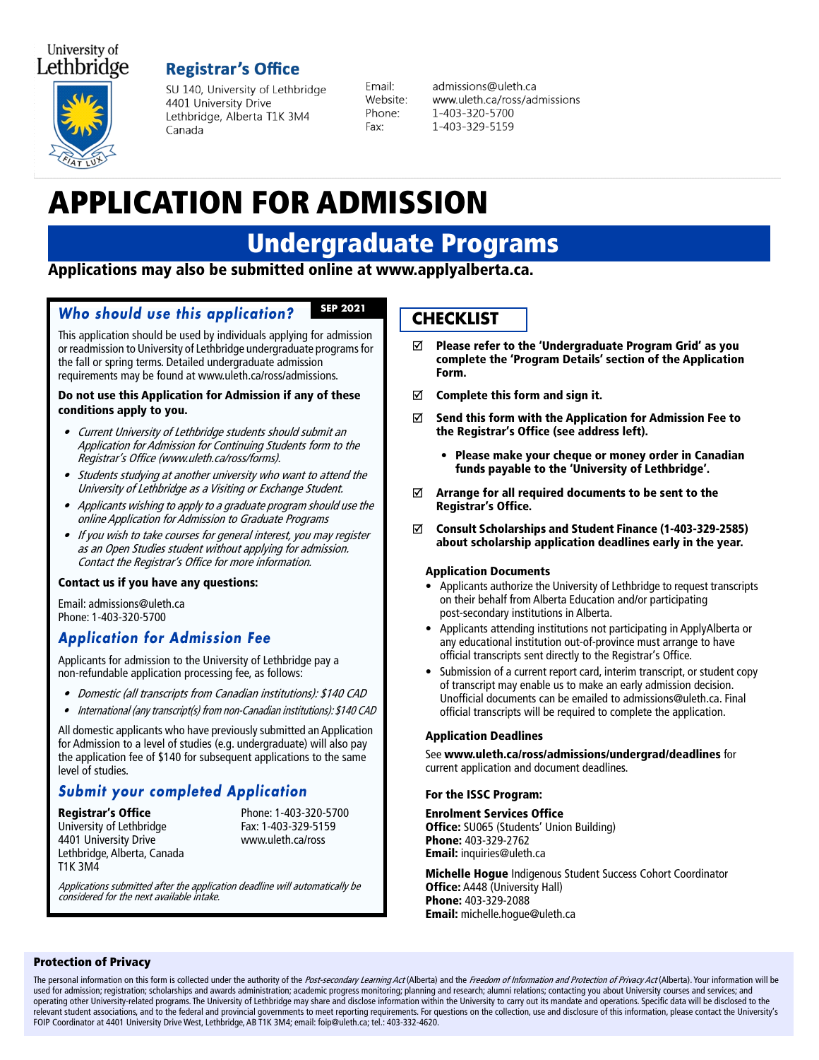University of Lethbridge

## Registrar's Office

SU 140, University of Lethbridge
4401 University Drive
Lethbridge, Alberta T1K 3M4
Canada

Email: admissions@uleth.ca
Website: www.uleth.ca/ross/admissions
Phone: 1-403-320-5700
Fax: 1-403-329-5159

# APPLICATION FOR ADMISSION

## Undergraduate Programs

**Applications may also be submitted online at www.applyalberta.ca.**

### *Who should use this application?*

**SEP 2021**

This application should be used by individuals applying for admission or readmission to University of Lethbridge undergraduate programs for the fall or spring terms. Detailed undergraduate admission requirements may be found at www.uleth.ca/ross/admissions.

**Do not use this Application for Admission if any of these conditions apply to you.**

- *Current University of Lethbridge students should submit an Application for Admission for Continuing Students form to the Registrar's Office (www.uleth.ca/ross/forms).*
- *Students studying at another university who want to attend the University of Lethbridge as a Visiting or Exchange Student.*
- *Applicants wishing to apply to a graduate program should use the online Application for Admission to Graduate Programs*
- *If you wish to take courses for general interest, you may register as an Open Studies student without applying for admission. Contact the Registrar's Office for more information.*

**Contact us if you have any questions:**

Email: admissions@uleth.ca
Phone: 1-403-320-5700

### *Application for Admission Fee*

Applicants for admission to the University of Lethbridge pay a non-refundable application processing fee, as follows:

- *Domestic (all transcripts from Canadian institutions): $140 CAD*
- *International (any transcript(s) from non-Canadian institutions): $140 CAD*

All domestic applicants who have previously submitted an Application for Admission to a level of studies (e.g. undergraduate) will also pay the application fee of $140 for subsequent applications to the same level of studies.

### *Submit your completed Application*

**Registrar's Office**
University of Lethbridge
4401 University Drive
Lethbridge, Alberta, Canada
T1K 3M4

Phone: 1-403-320-5700
Fax: 1-403-329-5159
www.uleth.ca/ross

*Applications submitted after the application deadline will automatically be considered for the next available intake.*

## CHECKLIST

- ☑ **Please refer to the 'Undergraduate Program Grid' as you complete the 'Program Details' section of the Application Form.**
- ☑ **Complete this form and sign it.**
- ☑ **Send this form with the Application for Admission Fee to the Registrar's Office (see address left).**
  - **Please make your cheque or money order in Canadian funds payable to the 'University of Lethbridge'.**
- ☑ **Arrange for all required documents to be sent to the Registrar's Office.**
- ☑ **Consult Scholarships and Student Finance (1-403-329-2585) about scholarship application deadlines early in the year.**

**Application Documents**

- Applicants authorize the University of Lethbridge to request transcripts on their behalf from Alberta Education and/or participating post-secondary institutions in Alberta.
- Applicants attending institutions not participating in ApplyAlberta or any educational institution out-of-province must arrange to have official transcripts sent directly to the Registrar's Office.
- Submission of a current report card, interim transcript, or student copy of transcript may enable us to make an early admission decision. Unofficial documents can be emailed to admissions@uleth.ca. Final official transcripts will be required to complete the application.

**Application Deadlines**

See **www.uleth.ca/ross/admissions/undergrad/deadlines** for current application and document deadlines.

**For the ISSC Program:**

**Enrolment Services Office**
**Office:** SU065 (Students' Union Building)
**Phone:** 403-329-2762
**Email:** inquiries@uleth.ca

**Michelle Hogue** Indigenous Student Success Cohort Coordinator
**Office:** A448 (University Hall)
**Phone:** 403-329-2088
**Email:** michelle.hogue@uleth.ca

**Protection of Privacy**

The personal information on this form is collected under the authority of the *Post-secondary Learning Act* (Alberta) and the *Freedom of Information and Protection of Privacy Act* (Alberta). Your information will be used for admission; registration; scholarships and awards administration; academic progress monitoring; planning and research; alumni relations; contacting you about University courses and services; and operating other University-related programs. The University of Lethbridge may share and disclose information within the University to carry out its mandate and operations. Specific data will be disclosed to the relevant student associations, and to the federal and provincial governments to meet reporting requirements. For questions on the collection, use and disclosure of this information, please contact the University's FOIP Coordinator at 4401 University Drive West, Lethbridge, AB T1K 3M4; email: foip@uleth.ca; tel.: 403-332-4620.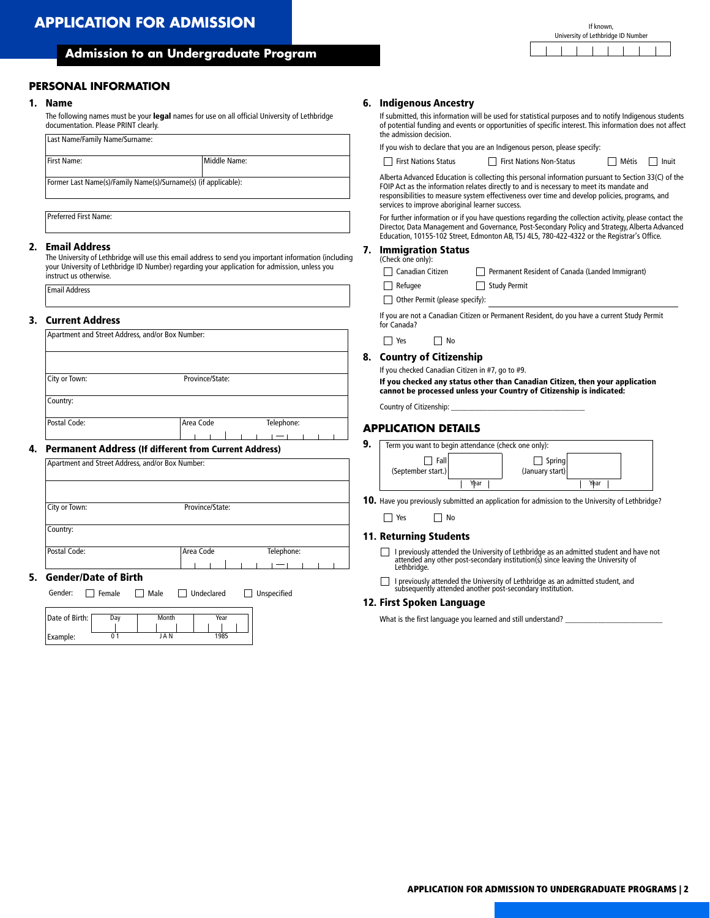# APPLICATION FOR ADMISSION

## Admission to an Undergraduate Program

If known,
University of Lethbridge ID Number

## PERSONAL INFORMATION

### 1. Name

The following names must be your **legal** names for use on all official University of Lethbridge documentation. Please PRINT clearly.

| Last Name/Family Name/Surname: | |
|---|---|
| First Name: | Middle Name: |
| Former Last Name(s)/Family Name(s)/Surname(s) (if applicable): | |

| Preferred First Name: |
|---|

### 2. Email Address

The University of Lethbridge will use this email address to send you important information (including your University of Lethbridge ID Number) regarding your application for admission, unless you instruct us otherwise.

| Email Address |
|---|

### 3. Current Address

| Apartment and Street Address, and/or Box Number: | | |
|---|---|---|
| | | |
| City or Town: | Province/State: | |
| Country: | | |
| Postal Code: | Area Code | Telephone: |

### 4. Permanent Address (If different from Current Address)

| Apartment and Street Address, and/or Box Number: | | |
|---|---|---|
| | | |
| City or Town: | Province/State: | |
| Country: | | |
| Postal Code: | Area Code | Telephone: |

### 5. Gender/Date of Birth

Gender: ☐ Female ☐ Male ☐ Undeclared ☐ Unspecified

| | Day | Month | Year |
|---|---|---|---|
| Date of Birth: | | | |
| Example: | 0 1 | J A N | 1985 |

### 6. Indigenous Ancestry

If submitted, this information will be used for statistical purposes and to notify Indigenous students of potential funding and events or opportunities of specific interest. This information does not affect the admission decision.

If you wish to declare that you are an Indigenous person, please specify:

☐ First Nations Status ☐ First Nations Non-Status ☐ Métis ☐ Inuit

Alberta Advanced Education is collecting this personal information pursuant to Section 33(C) of the FOIP Act as the information relates directly to and is necessary to meet its mandate and responsibilities to measure system effectiveness over time and develop policies, programs, and services to improve aboriginal learner success.

For further information or if you have questions regarding the collection activity, please contact the Director, Data Management and Governance, Post-Secondary Policy and Strategy, Alberta Advanced Education, 10155-102 Street, Edmonton AB, T5J 4L5, 780-422-4322 or the Registrar's Office.

### 7. Immigration Status

(Check one only):

☐ Canadian Citizen ☐ Permanent Resident of Canada (Landed Immigrant)

☐ Refugee ☐ Study Permit

☐ Other Permit (please specify): ______________________________

If you are not a Canadian Citizen or Permanent Resident, do you have a current Study Permit for Canada?

☐ Yes ☐ No

### 8. Country of Citizenship

If you checked Canadian Citizen in #7, go to #9.

**If you checked any status other than Canadian Citizen, then your application cannot be processed unless your Country of Citizenship is indicated:**

Country of Citizenship: ______________________________

## APPLICATION DETAILS

### 9.

Term you want to begin attendance (check one only):

☐ Fall (September start.) Year ______

☐ Spring (January start) Year ______

### 10. Have you previously submitted an application for admission to the University of Lethbridge?

☐ Yes ☐ No

### 11. Returning Students

☐ I previously attended the University of Lethbridge as an admitted student and have not attended any other post-secondary institution(s) since leaving the University of Lethbridge.

☐ I previously attended the University of Lethbridge as an admitted student, and subsequently attended another post-secondary institution.

### 12. First Spoken Language

What is the first language you learned and still understand? ______________________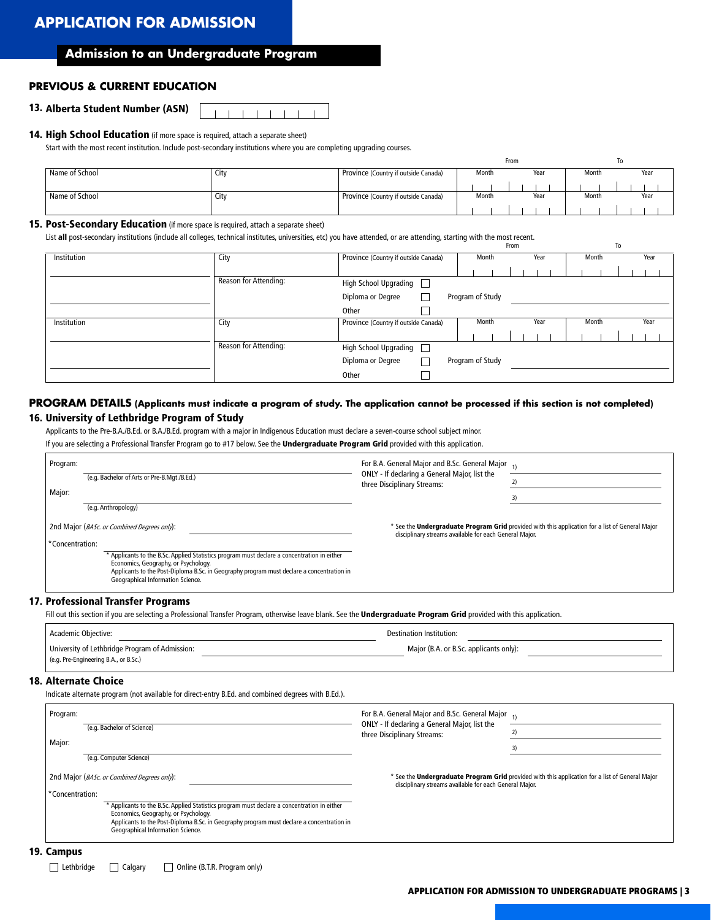# APPLICATION FOR ADMISSION

## Admission to an Undergraduate Program

### PREVIOUS & CURRENT EDUCATION

**13. Alberta Student Number (ASN)**

**14. High School Education** (if more space is required, attach a separate sheet)

Start with the most recent institution. Include post-secondary institutions where you are completing upgrading courses.

| Name of School | City | Province (Country if outside Canada) | From Month | From Year | To Month | To Year |
|---|---|---|---|---|---|---|
| Name of School | City | Province (Country if outside Canada) | Month | Year | Month | Year |
| Name of School | City | Province (Country if outside Canada) | Month | Year | Month | Year |

**15. Post-Secondary Education** (if more space is required, attach a separate sheet)

List **all** post-secondary institutions (include all colleges, technical institutes, universities, etc) you have attended, or are attending, starting with the most recent.

| Institution | City | Province (Country if outside Canada) | From Month | From Year | To Month | To Year |
|---|---|---|---|---|---|---|
| Institution | City | Province (Country if outside Canada) | Month | Year | Month | Year |
| | Reason for Attending: | High School Upgrading ☐<br>Diploma or Degree ☐<br>Other ☐ | Program of Study | | | |
| Institution | City | Province (Country if outside Canada) | Month | Year | Month | Year |
| | Reason for Attending: | High School Upgrading ☐<br>Diploma or Degree ☐<br>Other ☐ | Program of Study | | | |

### PROGRAM DETAILS (Applicants must indicate a program of study. The application cannot be processed if this section is not completed)

**16. University of Lethbridge Program of Study**

Applicants to the Pre-B.A./B.Ed. or B.A./B.Ed. program with a major in Indigenous Education must declare a seven-course school subject minor.

If you are selecting a Professional Transfer Program go to #17 below. See the **Undergraduate Program Grid** provided with this application.

Program: ____________________
(e.g. Bachelor of Arts or Pre-B.Mgt./B.Ed.)

Major: ____________________
(e.g. Anthropology)

2nd Major (*BASc. or Combined Degrees only*): ____________________

*Concentration: ____________________

\* Applicants to the B.Sc. Applied Statistics program must declare a concentration in either Economics, Geography, or Psychology.
Applicants to the Post-Diploma B.Sc. in Geography program must declare a concentration in Geographical Information Science.

For B.A. General Major and B.Sc. General Major ONLY - If declaring a General Major, list the three Disciplinary Streams:

1) ____________________
2) ____________________
3) ____________________

\* See the **Undergraduate Program Grid** provided with this application for a list of General Major disciplinary streams available for each General Major.

**17. Professional Transfer Programs**

Fill out this section if you are selecting a Professional Transfer Program, otherwise leave blank. See the **Undergraduate Program Grid** provided with this application.

Academic Objective: ____________________ Destination Institution: ____________________

University of Lethbridge Program of Admission: ____________________ Major (B.A. or B.Sc. applicants only): ____________________
(e.g. Pre-Engineering B.A., or B.Sc.)

**18. Alternate Choice**

Indicate alternate program (not available for direct-entry B.Ed. and combined degrees with B.Ed.).

Program: ____________________
(e.g. Bachelor of Science)

Major: ____________________
(e.g. Computer Science)

2nd Major (*BASc. or Combined Degrees only*): ____________________

*Concentration: ____________________

\* Applicants to the B.Sc. Applied Statistics program must declare a concentration in either Economics, Geography, or Psychology.
Applicants to the Post-Diploma B.Sc. in Geography program must declare a concentration in Geographical Information Science.

For B.A. General Major and B.Sc. General Major ONLY - If declaring a General Major, list the three Disciplinary Streams:

1) ____________________
2) ____________________
3) ____________________

\* See the **Undergraduate Program Grid** provided with this application for a list of General Major disciplinary streams available for each General Major.

**19. Campus**

☐ Lethbridge ☐ Calgary ☐ Online (B.T.R. Program only)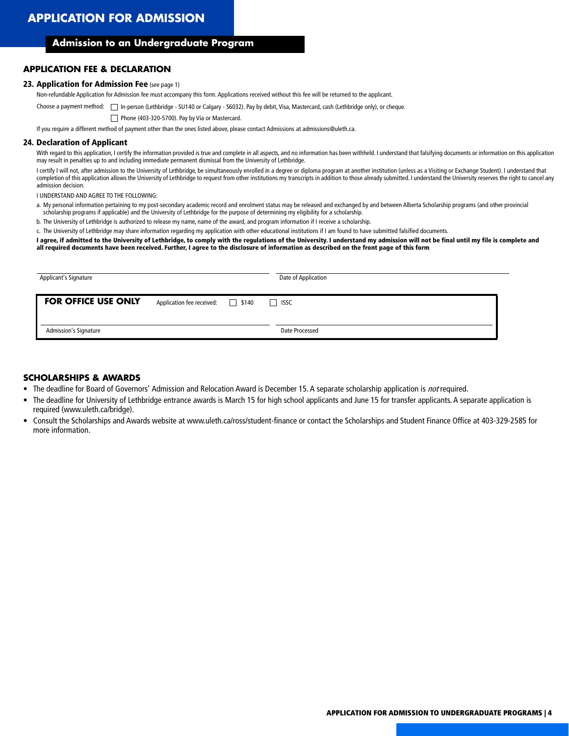# APPLICATION FOR ADMISSION

## Admission to an Undergraduate Program

### APPLICATION FEE & DECLARATION

**23. Application for Admission Fee** (see page 1)

Non-refundable Application for Admission fee must accompany this form. Applications received without this fee will be returned to the applicant.

Choose a payment method:
- ☐ In-person (Lethbridge - SU140 or Calgary - S6032). Pay by debit, Visa, Mastercard, cash (Lethbridge only), or cheque.
- ☐ Phone (403-320-5700). Pay by Via or Mastercard.

If you require a different method of payment other than the ones listed above, please contact Admissions at admissions@uleth.ca.

**24. Declaration of Applicant**

With regard to this application, I certify the information provided is true and complete in all aspects, and no information has been withheld. I understand that falsifying documents or information on this application may result in penalties up to and including immediate permanent dismissal from the University of Lethbridge.

I certify I will not, after admission to the University of Lethbridge, be simultaneously enrolled in a degree or diploma program at another institution (unless as a Visiting or Exchange Student). I understand that completion of this application allows the University of Lethbridge to request from other institutions my transcripts in addition to those already submitted. I understand the University reserves the right to cancel any admission decision.

I UNDERSTAND AND AGREE TO THE FOLLOWING:

a. My personal information pertaining to my post-secondary academic record and enrolment status may be released and exchanged by and between Alberta Scholarship programs (and other provincial scholarship programs if applicable) and the University of Lethbridge for the purpose of determining my eligibility for a scholarship.

b. The University of Lethbridge is authorized to release my name, name of the award, and program information if I receive a scholarship.

c. The University of Lethbridge may share information regarding my application with other educational institutions if I am found to have submitted falsified documents.

**I agree, if admitted to the University of Lethbridge, to comply with the regulations of the University. I understand my admission will not be final until my file is complete and all required documents have been received. Further, I agree to the disclosure of information as described on the front page of this form**

Applicant's Signature ____________________ Date of Application ____________________

**FOR OFFICE USE ONLY** Application fee received: ☐ $140 ☐ ISSC

Admission's Signature ____________________ Date Processed ____________________

### SCHOLARSHIPS & AWARDS

- The deadline for Board of Governors' Admission and Relocation Award is December 15. A separate scholarship application is *not* required.
- The deadline for University of Lethbridge entrance awards is March 15 for high school applicants and June 15 for transfer applicants. A separate application is required (www.uleth.ca/bridge).
- Consult the Scholarships and Awards website at www.uleth.ca/ross/student-finance or contact the Scholarships and Student Finance Office at 403-329-2585 for more information.